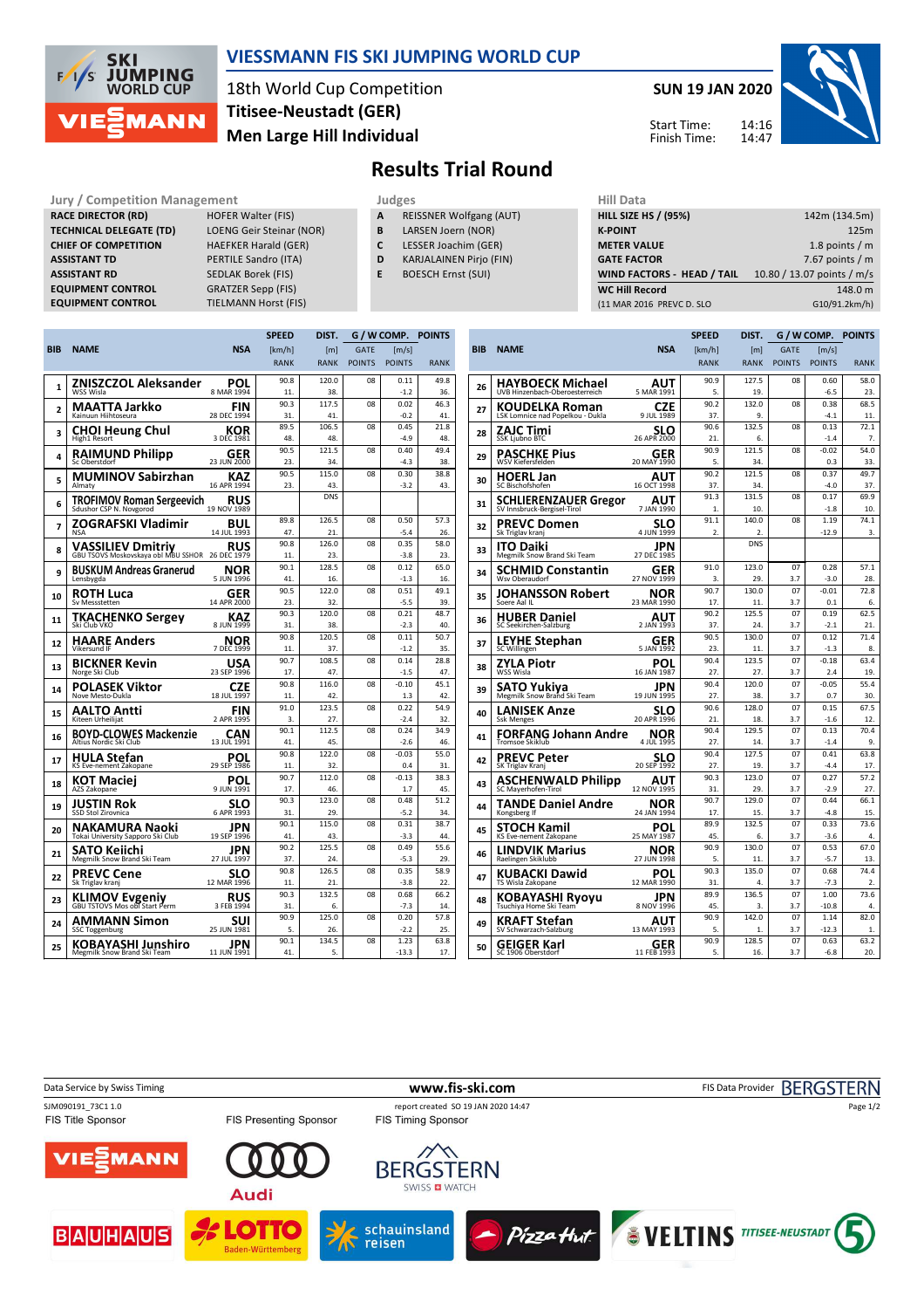# VIESSMANN FIS SKI JUMPING WORLD CUP

18th World Cup Competition
Titisee-Neustadt (GER)
Men Large Hill Individual

SUN 19 JAN 2020

Start Time: 14:16
Finish Time: 14:47

## Results Trial Round

| Jury / Competition Management | |
|---|---|
| RACE DIRECTOR (RD) | HOFER Walter (FIS) |
| TECHNICAL DELEGATE (TD) | LOENG Geir Steinar (NOR) |
| CHIEF OF COMPETITION | HAEFKER Harald (GER) |
| ASSISTANT TD | PERTILE Sandro (ITA) |
| ASSISTANT RD | SEDLAK Borek (FIS) |
| EQUIPMENT CONTROL | GRATZER Sepp (FIS) |
| EQUIPMENT CONTROL | TIELMANN Horst (FIS) |

| Judges | |
|---|---|
| A | REISSNER Wolfgang (AUT) |
| B | LARSEN Joern (NOR) |
| C | LESSER Joachim (GER) |
| D | KARJALAINEN Pirjo (FIN) |
| E | BOESCH Ernst (SUI) |

| Hill Data | |
|---|---|
| HILL SIZE HS / (95%) | 142m (134.5m) |
| K-POINT | 125m |
| METER VALUE | 1.8 points / m |
| GATE FACTOR | 7.67 points / m |
| WIND FACTORS - HEAD / TAIL | 10.80 / 13.07 points / m/s |
| WC Hill Record | 148.0 m |
| (11 MAR 2016 PREVC D. SLO | G10/91.2km/h) |

| BIB | NAME | NSA | SPEED [km/h] | SPEED RANK | DIST. [m] | DIST. RANK | GATE | GATE POINTS | WIND [m/s] | WIND POINTS | POINTS | RANK |
|---|---|---|---|---|---|---|---|---|---|---|---|---|
| 1 | ZNISZCZOL Aleksander<br>WSS Wisla | POL<br>8 MAR 1994 | 90.8 | 11. | 120.0 | 38. | 08 | | 0.11 | -1.2 | 49.8 | 36. |
| 2 | MAATTA Jarkko<br>Kainuun Hiihtoseura | FIN<br>28 DEC 1994 | 90.3 | 31. | 117.5 | 41. | 08 | | 0.02 | -0.2 | 46.3 | 41. |
| 3 | CHOI Heung Chul<br>High1 Resort | KOR<br>3 DEC 1981 | 89.5 | 48. | 106.5 | 48. | 08 | | 0.45 | -4.9 | 21.8 | 48. |
| 4 | RAIMUND Philipp<br>Sc Oberstdorf | GER<br>23 JUN 2000 | 90.5 | 23. | 121.5 | 34. | 08 | | 0.40 | -4.3 | 49.4 | 38. |
| 5 | MUMINOV Sabirzhan<br>Almaty | KAZ<br>16 APR 1994 | 90.5 | 23. | 115.0 | 43. | 08 | | 0.30 | -3.2 | 38.8 | 43. |
| 6 | TROFIMOV Roman Sergeevich<br>Sdushor CSP N. Novgorod | RUS<br>19 NOV 1989 | | | DNS | | | | | | | |
| 7 | ZOGRAFSKI Vladimir<br>NSA | BUL<br>14 JUL 1993 | 89.8 | 47. | 126.5 | 21. | 08 | | 0.50 | -5.4 | 57.3 | 26. |
| 8 | VASSILIEV Dmitriy<br>GBU TSOVS Moskovskaya obl MBU SSHOR | RUS<br>26 DEC 1979 | 90.8 | 11. | 126.0 | 23. | 08 | | 0.35 | -3.8 | 58.0 | 23. |
| 9 | BUSKUM Andreas Granerud<br>Lensbygda | NOR<br>5 JUN 1996 | 90.1 | 41. | 128.5 | 16. | 08 | | 0.12 | -1.3 | 65.0 | 16. |
| 10 | ROTH Luca<br>Sv Messstetten | GER<br>14 APR 2000 | 90.5 | 23. | 122.0 | 32. | 08 | | 0.51 | -5.5 | 49.1 | 39. |
| 11 | TKACHENKO Sergey<br>Ski Club VKO | KAZ<br>8 JUN 1999 | 90.3 | 31. | 120.0 | 38. | 08 | | 0.21 | -2.3 | 48.7 | 40. |
| 12 | HAARE Anders<br>Vikersund IF | NOR<br>7 DEC 1999 | 90.8 | 11. | 120.5 | 37. | 08 | | 0.11 | -1.2 | 50.7 | 35. |
| 13 | BICKNER Kevin<br>Norge Ski Club | USA<br>23 SEP 1996 | 90.7 | 17. | 108.5 | 47. | 08 | | 0.14 | -1.5 | 28.8 | 47. |
| 14 | POLASEK Viktor<br>Nove Mesto-Dukla | CZE<br>18 JUL 1997 | 90.8 | 11. | 116.0 | 42. | 08 | | -0.10 | 1.3 | 45.1 | 42. |
| 15 | AALTO Antti<br>Kiteen Urheilijat | FIN<br>2 APR 1995 | 91.0 | 3. | 123.5 | 27. | 08 | | 0.22 | -2.4 | 54.9 | 32. |
| 16 | BOYD-CLOWES Mackenzie<br>Altius Nordic Ski Club | CAN<br>13 JUL 1991 | 90.1 | 41. | 112.5 | 45. | 08 | | 0.24 | -2.6 | 34.9 | 46. |
| 17 | HULA Stefan<br>KS Eve-nement Zakopane | POL<br>29 SEP 1986 | 90.8 | 11. | 122.0 | 32. | 08 | | -0.03 | 0.4 | 55.0 | 31. |
| 18 | KOT Maciej<br>AZS Zakopane | POL<br>9 JUN 1991 | 90.7 | 17. | 112.0 | 46. | 08 | | -0.13 | 1.7 | 38.3 | 45. |
| 19 | JUSTIN Rok<br>SSD Stol Zirovnica | SLO<br>6 APR 1993 | 90.3 | 31. | 123.0 | 29. | 08 | | 0.48 | -5.2 | 51.2 | 34. |
| 20 | NAKAMURA Naoki<br>Tokai University Sapporo Ski Club | JPN<br>19 SEP 1996 | 90.1 | 41. | 115.0 | 43. | 08 | | 0.31 | -3.3 | 38.7 | 44. |
| 21 | SATO Keiichi<br>Megmilk Snow Brand Ski Team | JPN<br>27 JUL 1997 | 90.2 | 37. | 125.5 | 24. | 08 | | 0.49 | -5.3 | 55.6 | 29. |
| 22 | PREVC Cene<br>Sk Triglav kranj | SLO<br>12 MAR 1996 | 90.8 | 11. | 126.5 | 21. | 08 | | 0.35 | -3.8 | 58.9 | 22. |
| 23 | KLIMOV Evgeniy<br>GBU TSTOVS Mos obl Start Perm | RUS<br>3 FEB 1994 | 90.3 | 31. | 132.5 | 6. | 08 | | 0.68 | -7.3 | 66.2 | 14. |
| 24 | AMMANN Simon<br>SSC Toggenburg | SUI<br>25 JUN 1981 | 90.9 | 5. | 125.0 | 26. | 08 | | 0.20 | -2.2 | 57.8 | 25. |
| 25 | KOBAYASHI Junshiro<br>Megmilk Snow Brand Ski Team | JPN<br>11 JUN 1991 | 90.1 | 41. | 134.5 | 5. | 08 | | 1.23 | -13.3 | 63.8 | 17. |
| 26 | HAYBOECK Michael<br>UVB Hinzenbach-Oberoesterreich | AUT<br>5 MAR 1991 | 90.9 | 5. | 127.5 | 19. | 08 | | 0.60 | -6.5 | 58.0 | 23. |
| 27 | KOUDELKA Roman<br>LSK Lomnice nad Popelkou - Dukla | CZE<br>9 JUL 1989 | 90.2 | 37. | 132.0 | 9. | 08 | | 0.38 | -4.1 | 68.5 | 11. |
| 28 | ZAJC Timi<br>SSK Ljubno BTC | SLO<br>26 APR 2000 | 90.6 | 21. | 132.5 | 6. | 08 | | 0.13 | -1.4 | 72.1 | 7. |
| 29 | PASCHKE Pius<br>WSV Kiefersfelden | GER<br>20 MAY 1990 | 90.9 | 5. | 121.5 | 34. | 08 | | -0.02 | 0.3 | 54.0 | 33. |
| 30 | HOERL Jan<br>SC Bischofshofen | AUT<br>16 OCT 1998 | 90.2 | 37. | 121.5 | 34. | 08 | | 0.37 | -4.0 | 49.7 | 37. |
| 31 | SCHLIERENZAUER Gregor<br>SV Innsbruck-Bergisel-Tirol | AUT<br>7 JAN 1990 | 91.3 | 1. | 131.5 | 10. | 08 | | 0.17 | -1.8 | 69.9 | 10. |
| 32 | PREVC Domen<br>Sk Triglav kranj | SLO<br>4 JUN 1999 | 91.1 | 2. | 140.0 | 2. | 08 | | 1.19 | -12.9 | 74.1 | 3. |
| 33 | ITO Daiki<br>Megmilk Snow Brand Ski Team | JPN<br>27 DEC 1985 | | | DNS | | | | | | | |
| 34 | SCHMID Constantin<br>Wsv Oberaudorf | GER<br>27 NOV 1999 | 91.0 | 3. | 123.0 | 29. | 07 | 3.7 | 0.28 | -3.0 | 57.1 | 28. |
| 35 | JOHANSSON Robert<br>Soere Aal IL | NOR<br>23 MAR 1990 | 90.7 | 17. | 130.0 | 11. | 07 | 3.7 | -0.01 | 0.1 | 72.8 | 6. |
| 36 | HUBER Daniel<br>SC Seekirchen-Salzburg | AUT<br>2 JAN 1993 | 90.2 | 37. | 125.5 | 24. | 07 | 3.7 | 0.19 | -2.1 | 62.5 | 21. |
| 37 | LEYHE Stephan<br>SC Willingen | GER<br>5 JAN 1992 | 90.5 | 23. | 130.0 | 11. | 07 | 3.7 | 0.12 | -1.3 | 71.4 | 8. |
| 38 | ZYLA Piotr<br>WSS Wisla | POL<br>16 JAN 1987 | 90.4 | 27. | 123.5 | 27. | 07 | 3.7 | -0.18 | 2.4 | 63.4 | 19. |
| 39 | SATO Yukiya<br>Megmilk Snow Brand Ski Team | JPN<br>19 JUN 1995 | 90.4 | 27. | 120.0 | 38. | 07 | 3.7 | -0.05 | 0.7 | 55.4 | 30. |
| 40 | LANISEK Anze<br>Ssk Menges | SLO<br>20 APR 1996 | 90.6 | 21. | 128.0 | 18. | 07 | 3.7 | 0.15 | -1.6 | 67.5 | 12. |
| 41 | FORFANG Johann Andre<br>Tromsoe Skiklub | NOR<br>4 JUL 1995 | 90.4 | 27. | 129.5 | 14. | 07 | 3.7 | 0.13 | -1.4 | 70.4 | 9. |
| 42 | PREVC Peter<br>SK Triglav Kranj | SLO<br>20 SEP 1992 | 90.4 | 27. | 127.5 | 19. | 07 | 3.7 | 0.41 | -4.4 | 63.8 | 17. |
| 43 | ASCHENWALD Philipp<br>SC Mayerhofen-Tirol | AUT<br>12 NOV 1995 | 90.3 | 31. | 123.0 | 29. | 07 | 3.7 | 0.27 | -2.9 | 57.2 | 27. |
| 44 | TANDE Daniel Andre<br>Kongsberg IF | NOR<br>24 JAN 1994 | 90.7 | 17. | 129.0 | 15. | 07 | 3.7 | 0.44 | -4.8 | 66.1 | 15. |
| 45 | STOCH Kamil<br>KS Eve-nement Zakopane | POL<br>25 MAY 1987 | 89.9 | 45. | 132.5 | 6. | 07 | 3.7 | 0.33 | -3.6 | 73.6 | 4. |
| 46 | LINDVIK Marius<br>Raelingen Skiklubb | NOR<br>27 JUN 1998 | 90.9 | 5. | 130.0 | 11. | 07 | 3.7 | 0.53 | -5.7 | 67.0 | 13. |
| 47 | KUBACKI Dawid<br>TS Wisla Zakopane | POL<br>12 MAR 1990 | 90.3 | 31. | 135.0 | 4. | 07 | 3.7 | 0.68 | -7.3 | 74.4 | 2. |
| 48 | KOBAYASHI Ryoyu<br>Tsuchiya Home Ski Team | JPN<br>8 NOV 1996 | 89.9 | 45. | 136.5 | 3. | 07 | 3.7 | 1.00 | -10.8 | 73.6 | 4. |
| 49 | KRAFT Stefan<br>SV Schwarzach-Salzburg | AUT<br>13 MAY 1993 | 90.9 | 5. | 142.0 | 1. | 07 | 3.7 | 1.14 | -12.3 | 82.0 | 1. |
| 50 | GEIGER Karl<br>SC 1906 Oberstdorf | GER<br>11 FEB 1993 | 90.9 | 5. | 128.5 | 16. | 07 | 3.7 | 0.63 | -6.8 | 63.2 | 20. |

Data Service by Swiss Timing | www.fis-ski.com | FIS Data Provider BERGSTERN

SJM090191_73C1 1.0 | report created SO 19 JAN 2020 14:47

FIS Title Sponsor: VIESSMANN | FIS Presenting Sponsor: Audi | FIS Timing Sponsor: BERGSTERN SWISS WATCH

BAUHAUS | LOTTO Baden-Württemberg | schauinsland reisen | Pizza Hut | VELTINS | TITISEE-NEUSTADT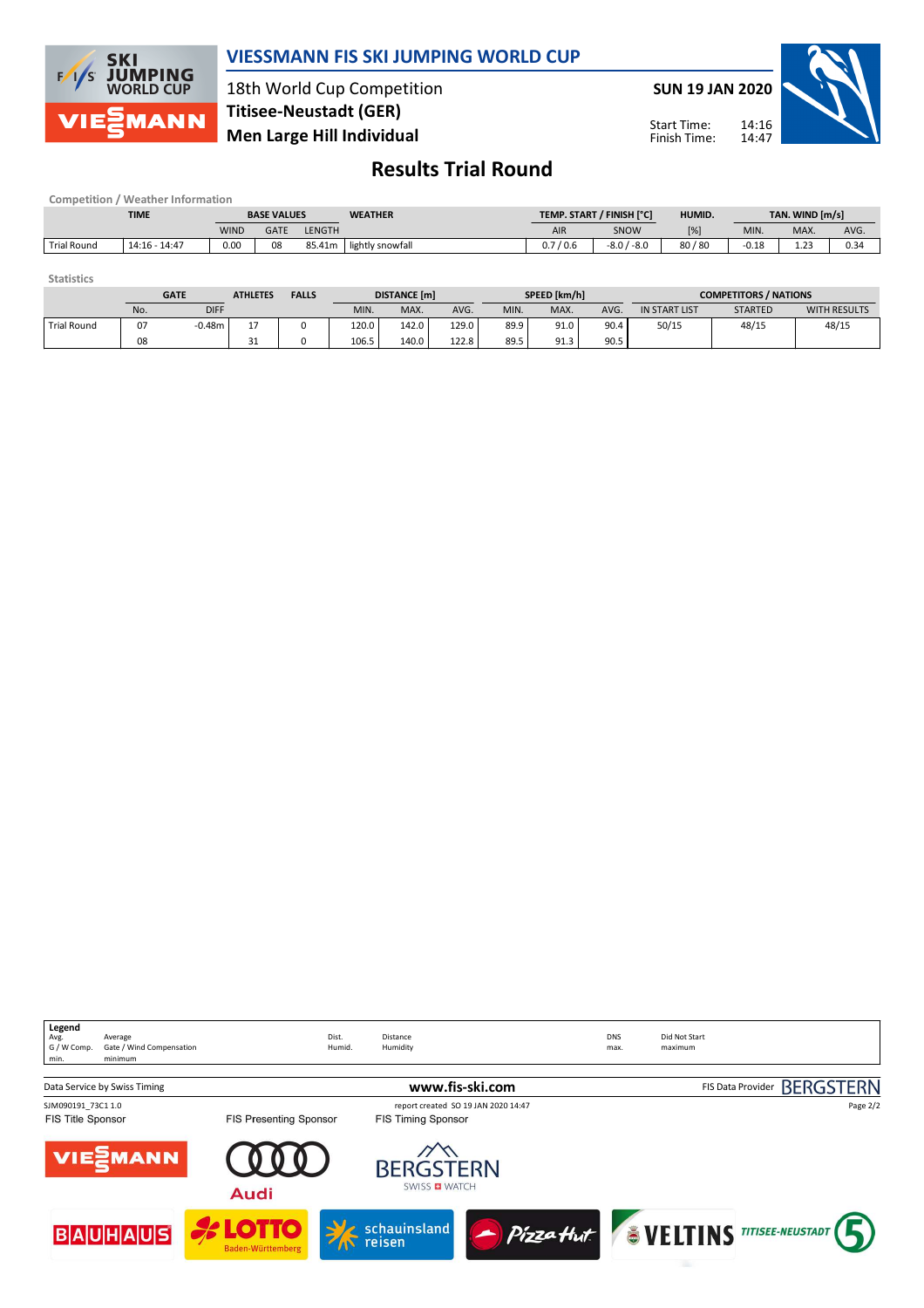# VIESSMANN FIS SKI JUMPING WORLD CUP

18th World Cup Competition
**Titisee-Neustadt (GER)**
**Men Large Hill Individual**

**SUN 19 JAN 2020**

Start Time: 14:16
Finish Time: 14:47

## Results Trial Round

Competition / Weather Information

| TIME | | BASE VALUES | | | WEATHER | TEMP. START / FINISH [°C] | | HUMID. | TAN. WIND [m/s] | | |
|---|---|---|---|---|---|---|---|---|---|---|---|
| | | WIND | GATE | LENGTH | | AIR | SNOW | [%] | MIN. | MAX. | AVG. |
| Trial Round | 14:16 - 14:47 | 0.00 | 08 | 85.41m | lightly snowfall | 0.7 / 0.6 | -8.0 / -8.0 | 80 / 80 | -0.18 | 1.23 | 0.34 |

Statistics

| | GATE | | ATHLETES | FALLS | DISTANCE [m] | | | SPEED [km/h] | | | COMPETITORS / NATIONS | | |
|---|---|---|---|---|---|---|---|---|---|---|---|---|---|
| | No. | DIFF | | | MIN. | MAX. | AVG. | MIN. | MAX. | AVG. | IN START LIST | STARTED | WITH RESULTS |
| Trial Round | 07 | -0.48m | 17 | 0 | 120.0 | 142.0 | 129.0 | 89.9 | 91.0 | 90.4 | 50/15 | 48/15 | 48/15 |
| | 08 | | 31 | 0 | 106.5 | 140.0 | 122.8 | 89.5 | 91.3 | 90.5 | | | |

**Legend**

| | | | | | |
|---|---|---|---|---|---|
| Avg. | Average | Dist. | Distance | DNS | Did Not Start |
| G / W Comp. | Gate / Wind Compensation | Humid. | Humidity | max. | maximum |
| min. | minimum | | | | |

Data Service by Swiss Timing

www.fis-ski.com

FIS Data Provider BERGSTERN

SJM090191_73C1 1.0

report created SO 19 JAN 2020 14:47

FIS Title Sponsor

FIS Presenting Sponsor

FIS Timing Sponsor